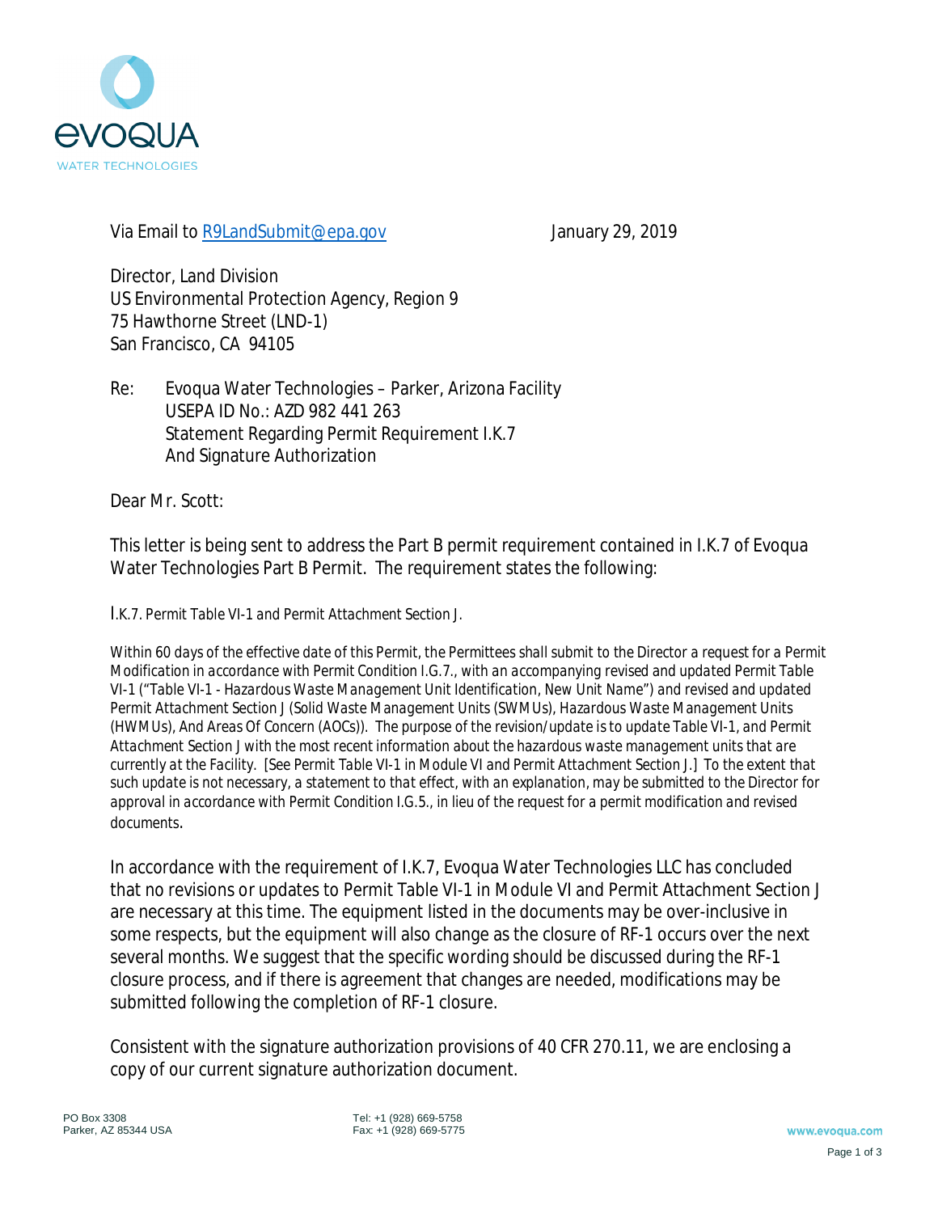Via Email to R9LandSubmit@epa.gov

January 29, 2019

Director, Land Division
US Environmental Protection Agency, Region 9
75 Hawthorne Street (LND-1)
San Francisco, CA 94105

Re: Evoqua Water Technologies – Parker, Arizona Facility
USEPA ID No.: AZD 982 441 263
Statement Regarding Permit Requirement I.K.7
And Signature Authorization

Dear Mr. Scott:

This letter is being sent to address the Part B permit requirement contained in I.K.7 of Evoqua Water Technologies Part B Permit. The requirement states the following:

I.K.7. Permit Table VI-1 and Permit Attachment Section J.

Within 60 days of the effective date of this Permit, the Permittees shall submit to the Director a request for a Permit Modification in accordance with Permit Condition I.G.7., with an accompanying revised and updated Permit Table VI-1 ("Table VI-1 - Hazardous Waste Management Unit Identification, New Unit Name") and revised and updated Permit Attachment Section J (Solid Waste Management Units (SWMUs), Hazardous Waste Management Units (HWMUs), And Areas Of Concern (AOCs)). The purpose of the revision/update is to update Table VI-1, and Permit Attachment Section J with the most recent information about the hazardous waste management units that are currently at the Facility. [See Permit Table VI-1 in Module VI and Permit Attachment Section J.] To the extent that such update is not necessary, a statement to that effect, with an explanation, may be submitted to the Director for approval in accordance with Permit Condition I.G.5., in lieu of the request for a permit modification and revised documents.

In accordance with the requirement of I.K.7, Evoqua Water Technologies LLC has concluded that no revisions or updates to Permit Table VI-1 in Module VI and Permit Attachment Section J are necessary at this time. The equipment listed in the documents may be over-inclusive in some respects, but the equipment will also change as the closure of RF-1 occurs over the next several months. We suggest that the specific wording should be discussed during the RF-1 closure process, and if there is agreement that changes are needed, modifications may be submitted following the completion of RF-1 closure.

Consistent with the signature authorization provisions of 40 CFR 270.11, we are enclosing a copy of our current signature authorization document.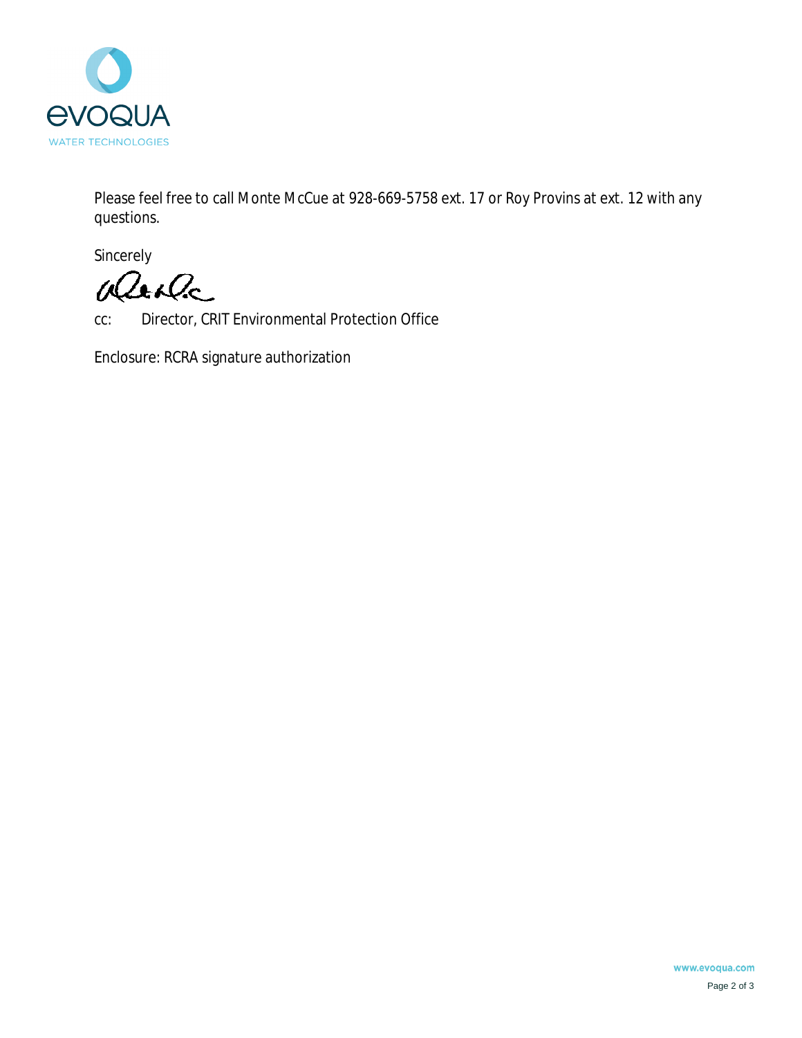Please feel free to call Monte McCue at 928-669-5758 ext. 17 or Roy Provins at ext. 12 with any questions.

Sincerely

cc: Director, CRIT Environmental Protection Office

Enclosure: RCRA signature authorization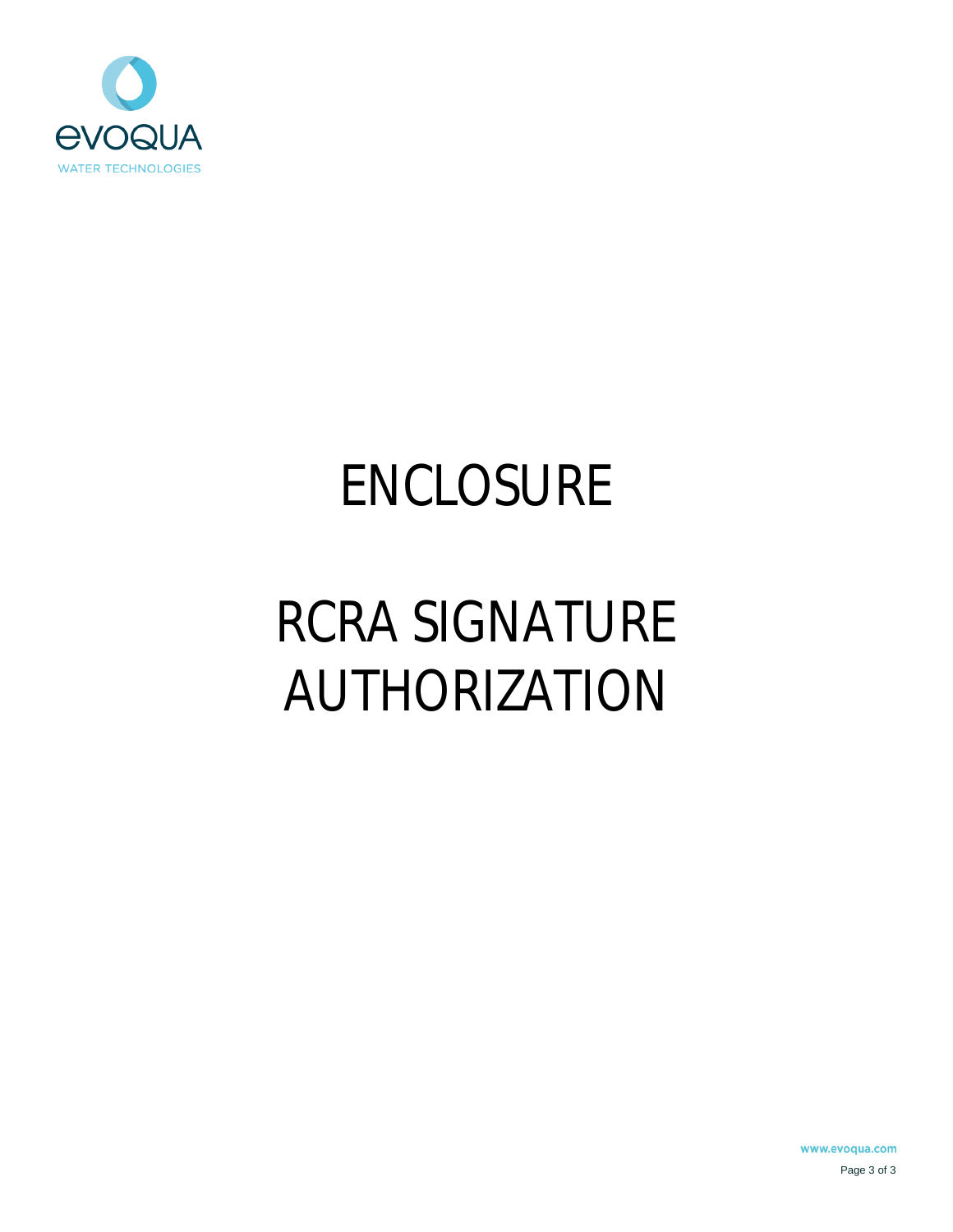# ENCLOSURE

# RCRA SIGNATURE AUTHORIZATION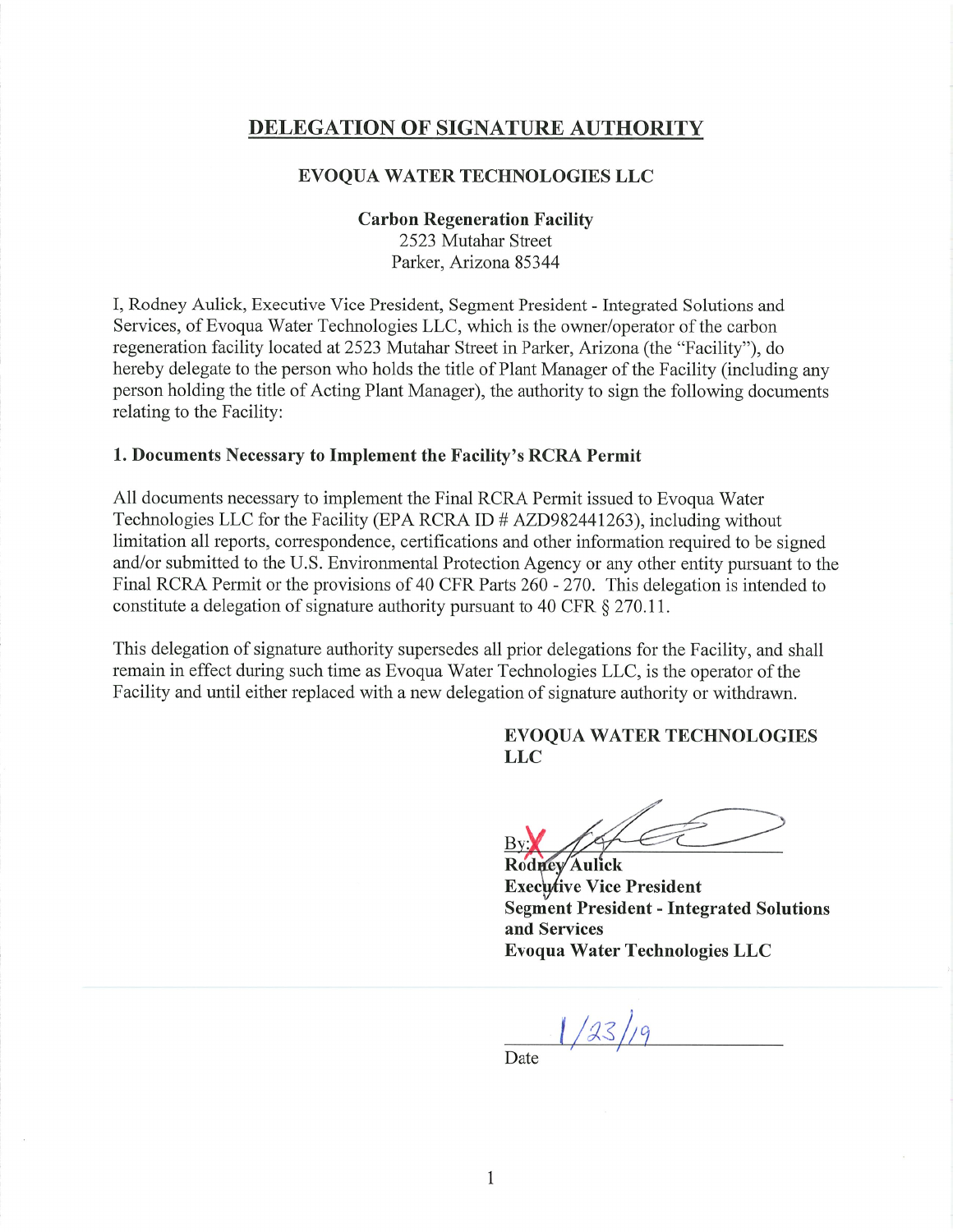# DELEGATION OF SIGNATURE AUTHORITY

**EVOQUA WATER TECHNOLOGIES LLC**

**Carbon Regeneration Facility**
2523 Mutahar Street
Parker, Arizona 85344

I, Rodney Aulick, Executive Vice President, Segment President - Integrated Solutions and Services, of Evoqua Water Technologies LLC, which is the owner/operator of the carbon regeneration facility located at 2523 Mutahar Street in Parker, Arizona (the "Facility"), do hereby delegate to the person who holds the title of Plant Manager of the Facility (including any person holding the title of Acting Plant Manager), the authority to sign the following documents relating to the Facility:

**1. Documents Necessary to Implement the Facility's RCRA Permit**

All documents necessary to implement the Final RCRA Permit issued to Evoqua Water Technologies LLC for the Facility (EPA RCRA ID # AZD982441263), including without limitation all reports, correspondence, certifications and other information required to be signed and/or submitted to the U.S. Environmental Protection Agency or any other entity pursuant to the Final RCRA Permit or the provisions of 40 CFR Parts 260 - 270. This delegation is intended to constitute a delegation of signature authority pursuant to 40 CFR § 270.11.

This delegation of signature authority supersedes all prior delegations for the Facility, and shall remain in effect during such time as Evoqua Water Technologies LLC, is the operator of the Facility and until either replaced with a new delegation of signature authority or withdrawn.

**EVOQUA WATER TECHNOLOGIES LLC**

By: [signature]
**Rodney Aulick**
**Executive Vice President**
**Segment President - Integrated Solutions and Services**
**Evoqua Water Technologies LLC**

1/23/19
Date